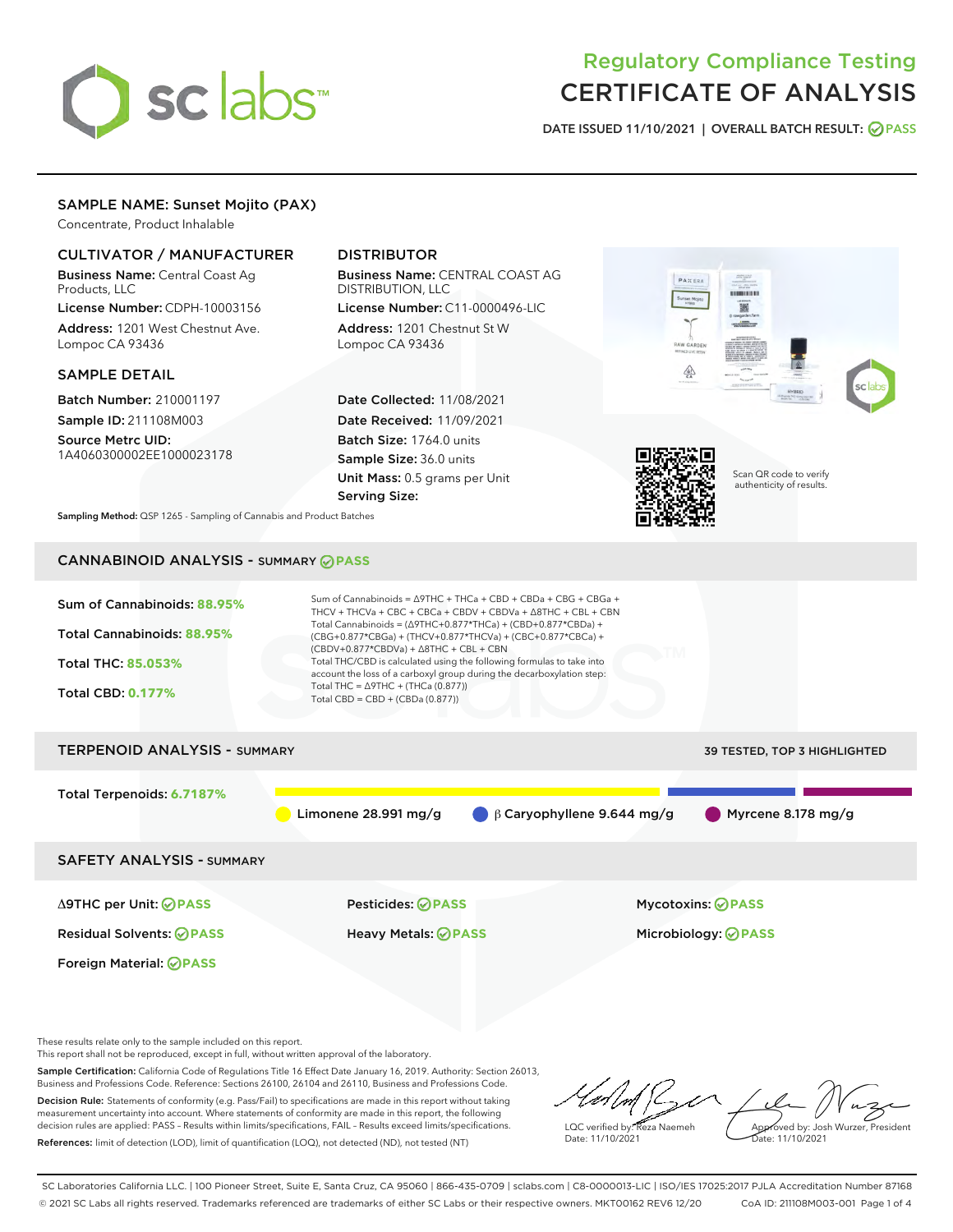# Regulatory Compliance Testing
# CERTIFICATE OF ANALYSIS

DATE ISSUED 11/10/2021 | OVERALL BATCH RESULT: PASS

## SAMPLE NAME: Sunset Mojito (PAX)

Concentrate, Product Inhalable

### CULTIVATOR / MANUFACTURER

**Business Name:** Central Coast Ag Products, LLC

**License Number:** CDPH-10003156

**Address:** 1201 West Chestnut Ave. Lompoc CA 93436

### DISTRIBUTOR

**Business Name:** CENTRAL COAST AG DISTRIBUTION, LLC

**License Number:** C11-0000496-LIC

**Address:** 1201 Chestnut St W Lompoc CA 93436

### SAMPLE DETAIL

**Batch Number:** 210001197

**Sample ID:** 211108M003

**Source Metrc UID:** 1A4060300002EE1000023178

**Date Collected:** 11/08/2021

**Date Received:** 11/09/2021

**Batch Size:** 1764.0 units

**Sample Size:** 36.0 units

**Unit Mass:** 0.5 grams per Unit

**Serving Size:**

Scan QR code to verify authenticity of results.

**Sampling Method:** QSP 1265 - Sampling of Cannabis and Product Batches

## CANNABINOID ANALYSIS - SUMMARY PASS

Sum of Cannabinoids: **88.95%**

Total Cannabinoids: **88.95%**

Total THC: **85.053%**

Total CBD: **0.177%**

Sum of Cannabinoids = Δ9THC + THCa + CBD + CBDa + CBG + CBGa + THCV + THCVa + CBC + CBCa + CBDV + CBDVa + Δ8THC + CBL + CBN

Total Cannabinoids = (Δ9THC+0.877*THCa) + (CBD+0.877*CBDa) + (CBG+0.877*CBGa) + (THCV+0.877*THCVa) + (CBC+0.877*CBCa) + (CBDV+0.877*CBDVa) + Δ8THC + CBL + CBN

Total THC/CBD is calculated using the following formulas to take into account the loss of a carboxyl group during the decarboxylation step:

Total THC = Δ9THC + (THCa (0.877))

Total CBD = CBD + (CBDa (0.877))

## TERPENOID ANALYSIS - SUMMARY

39 TESTED, TOP 3 HIGHLIGHTED

Total Terpenoids: **6.7187%**

Limonene 28.991 mg/g | β Caryophyllene 9.644 mg/g | Myrcene 8.178 mg/g

## SAFETY ANALYSIS - SUMMARY

| | | |
|---|---|---|
| Δ9THC per Unit: PASS | Pesticides: PASS | Mycotoxins: PASS |
| Residual Solvents: PASS | Heavy Metals: PASS | Microbiology: PASS |
| Foreign Material: PASS | | |

These results relate only to the sample included on this report.
This report shall not be reproduced, except in full, without written approval of the laboratory.

**Sample Certification:** California Code of Regulations Title 16 Effect Date January 16, 2019. Authority: Section 26013, Business and Professions Code. Reference: Sections 26100, 26104 and 26110, Business and Professions Code.

**Decision Rule:** Statements of conformity (e.g. Pass/Fail) to specifications are made in this report without taking measurement uncertainty into account. Where statements of conformity are made in this report, the following decision rules are applied: PASS - Results within limits/specifications, FAIL - Results exceed limits/specifications.

**References:** limit of detection (LOD), limit of quantification (LOQ), not detected (ND), not tested (NT)

LQC verified by: Reza Naemeh
Date: 11/10/2021

Approved by: Josh Wurzer, President
Date: 11/10/2021

SC Laboratories California LLC. | 100 Pioneer Street, Suite E, Santa Cruz, CA 95060 | 866-435-0709 | sclabs.com | C8-0000013-LIC | ISO/IES 17025:2017 PJLA Accreditation Number 87168
© 2021 SC Labs all rights reserved. Trademarks referenced are trademarks of either SC Labs or their respective owners. MKT00162 REV6 12/20 CoA ID: 211108M003-001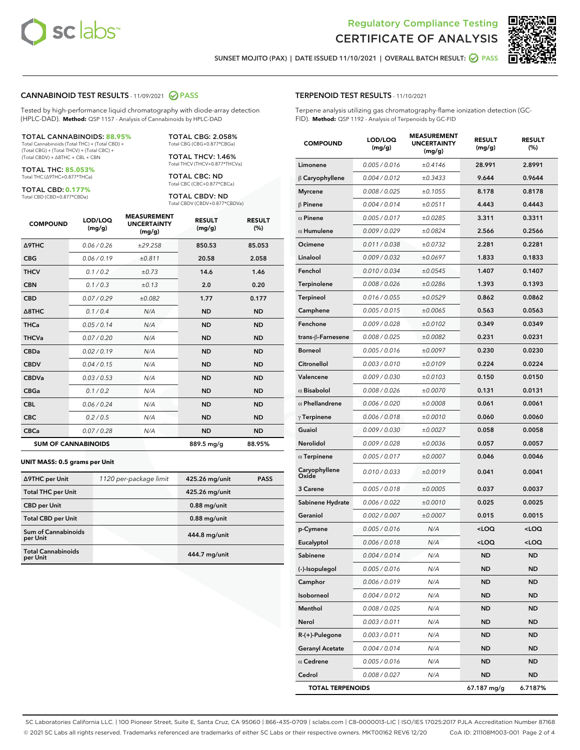# Regulatory Compliance Testing
# CERTIFICATE OF ANALYSIS

SUNSET MOJITO (PAX) | DATE ISSUED 11/10/2021 | OVERALL BATCH RESULT: PASS

## CANNABINOID TEST RESULTS - 11/09/2021 PASS

Tested by high-performance liquid chromatography with diode-array detection (HPLC-DAD). **Method:** QSP 1157 - Analysis of Cannabinoids by HPLC-DAD

**TOTAL CANNABINOIDS: 88.95%**
Total Cannabinoids (Total THC) + (Total CBD) + (Total CBG) + (Total THCV) + (Total CBC) + (Total CBDV) + Δ8THC + CBL + CBN

**TOTAL THC: 85.053%**
Total THC (Δ9THC+0.877*THCa)

**TOTAL CBD: 0.177%**
Total CBD (CBD+0.877*CBDa)

**TOTAL CBG: 2.058%**
Total CBG (CBG+0.877*CBGa)

**TOTAL THCV: 1.46%**
Total THCV (THCV+0.877*THCVa)

**TOTAL CBC: ND**
Total CBC (CBC+0.877*CBCa)

**TOTAL CBDV: ND**
Total CBDV (CBDV+0.877*CBDVa)

| COMPOUND | LOD/LOQ (mg/g) | MEASUREMENT UNCERTAINTY (mg/g) | RESULT (mg/g) | RESULT (%) |
|---|---|---|---|---|
| Δ9THC | 0.06 / 0.26 | ±29.258 | 850.53 | 85.053 |
| CBG | 0.06 / 0.19 | ±0.811 | 20.58 | 2.058 |
| THCV | 0.1 / 0.2 | ±0.73 | 14.6 | 1.46 |
| CBN | 0.1 / 0.3 | ±0.13 | 2.0 | 0.20 |
| CBD | 0.07 / 0.29 | ±0.082 | 1.77 | 0.177 |
| Δ8THC | 0.1 / 0.4 | N/A | ND | ND |
| THCa | 0.05 / 0.14 | N/A | ND | ND |
| THCVa | 0.07 / 0.20 | N/A | ND | ND |
| CBDa | 0.02 / 0.19 | N/A | ND | ND |
| CBDV | 0.04 / 0.15 | N/A | ND | ND |
| CBDVa | 0.03 / 0.53 | N/A | ND | ND |
| CBGa | 0.1 / 0.2 | N/A | ND | ND |
| CBL | 0.06 / 0.24 | N/A | ND | ND |
| CBC | 0.2 / 0.5 | N/A | ND | ND |
| CBCa | 0.07 / 0.28 | N/A | ND | ND |
| **SUM OF CANNABINOIDS** | | | 889.5 mg/g | 88.95% |

**UNIT MASS: 0.5 grams per Unit**

| | | | |
|---|---|---|---|
| Δ9THC per Unit | 1120 per-package limit | 425.26 mg/unit | PASS |
| Total THC per Unit | | 425.26 mg/unit | |
| CBD per Unit | | 0.88 mg/unit | |
| Total CBD per Unit | | 0.88 mg/unit | |
| Sum of Cannabinoids per Unit | | 444.8 mg/unit | |
| Total Cannabinoids per Unit | | 444.7 mg/unit | |

## TERPENOID TEST RESULTS - 11/10/2021

Terpene analysis utilizing gas chromatography-flame ionization detection (GC-FID). **Method:** QSP 1192 - Analysis of Terpenoids by GC-FID

| COMPOUND | LOD/LOQ (mg/g) | MEASUREMENT UNCERTAINTY (mg/g) | RESULT (mg/g) | RESULT (%) |
|---|---|---|---|---|
| Limonene | 0.005 / 0.016 | ±0.4146 | 28.991 | 2.8991 |
| β Caryophyllene | 0.004 / 0.012 | ±0.3433 | 9.644 | 0.9644 |
| Myrcene | 0.008 / 0.025 | ±0.1055 | 8.178 | 0.8178 |
| β Pinene | 0.004 / 0.014 | ±0.0511 | 4.443 | 0.4443 |
| α Pinene | 0.005 / 0.017 | ±0.0285 | 3.311 | 0.3311 |
| α Humulene | 0.009 / 0.029 | ±0.0824 | 2.566 | 0.2566 |
| Ocimene | 0.011 / 0.038 | ±0.0732 | 2.281 | 0.2281 |
| Linalool | 0.009 / 0.032 | ±0.0697 | 1.833 | 0.1833 |
| Fenchol | 0.010 / 0.034 | ±0.0545 | 1.407 | 0.1407 |
| Terpinolene | 0.008 / 0.026 | ±0.0286 | 1.393 | 0.1393 |
| Terpineol | 0.016 / 0.055 | ±0.0529 | 0.862 | 0.0862 |
| Camphene | 0.005 / 0.015 | ±0.0065 | 0.563 | 0.0563 |
| Fenchone | 0.009 / 0.028 | ±0.0102 | 0.349 | 0.0349 |
| trans-β-Farnesene | 0.008 / 0.025 | ±0.0082 | 0.231 | 0.0231 |
| Borneol | 0.005 / 0.016 | ±0.0097 | 0.230 | 0.0230 |
| Citronellol | 0.003 / 0.010 | ±0.0109 | 0.224 | 0.0224 |
| Valencene | 0.009 / 0.030 | ±0.0103 | 0.150 | 0.0150 |
| α Bisabolol | 0.008 / 0.026 | ±0.0070 | 0.131 | 0.0131 |
| α Phellandrene | 0.006 / 0.020 | ±0.0008 | 0.061 | 0.0061 |
| γ Terpinene | 0.006 / 0.018 | ±0.0010 | 0.060 | 0.0060 |
| Guaiol | 0.009 / 0.030 | ±0.0027 | 0.058 | 0.0058 |
| Nerolidol | 0.009 / 0.028 | ±0.0036 | 0.057 | 0.0057 |
| α Terpinene | 0.005 / 0.017 | ±0.0007 | 0.046 | 0.0046 |
| Caryophyllene Oxide | 0.010 / 0.033 | ±0.0019 | 0.041 | 0.0041 |
| 3 Carene | 0.005 / 0.018 | ±0.0005 | 0.037 | 0.0037 |
| Sabinene Hydrate | 0.006 / 0.022 | ±0.0010 | 0.025 | 0.0025 |
| Geraniol | 0.002 / 0.007 | ±0.0007 | 0.015 | 0.0015 |
| p-Cymene | 0.005 / 0.016 | N/A | <LOQ | <LOQ |
| Eucalyptol | 0.006 / 0.018 | N/A | <LOQ | <LOQ |
| Sabinene | 0.004 / 0.014 | N/A | ND | ND |
| (-)-Isopulegol | 0.005 / 0.016 | N/A | ND | ND |
| Camphor | 0.006 / 0.019 | N/A | ND | ND |
| Isoborneol | 0.004 / 0.012 | N/A | ND | ND |
| Menthol | 0.008 / 0.025 | N/A | ND | ND |
| Nerol | 0.003 / 0.011 | N/A | ND | ND |
| R-(+)-Pulegone | 0.003 / 0.011 | N/A | ND | ND |
| Geranyl Acetate | 0.004 / 0.014 | N/A | ND | ND |
| α Cedrene | 0.005 / 0.016 | N/A | ND | ND |
| Cedrol | 0.008 / 0.027 | N/A | ND | ND |
| **TOTAL TERPENOIDS** | | | 67.187 mg/g | 6.7187% |

SC Laboratories California LLC. | 100 Pioneer Street, Suite E, Santa Cruz, CA 95060 | 866-435-0709 | sclabs.com | C8-0000013-LIC | ISO/IES 17025:2017 PJLA Accreditation Number 87168
© 2021 SC Labs all rights reserved. Trademarks referenced are trademarks of either SC Labs or their respective owners. MKT00162 REV6 12/20 CoA ID: 211108M003-001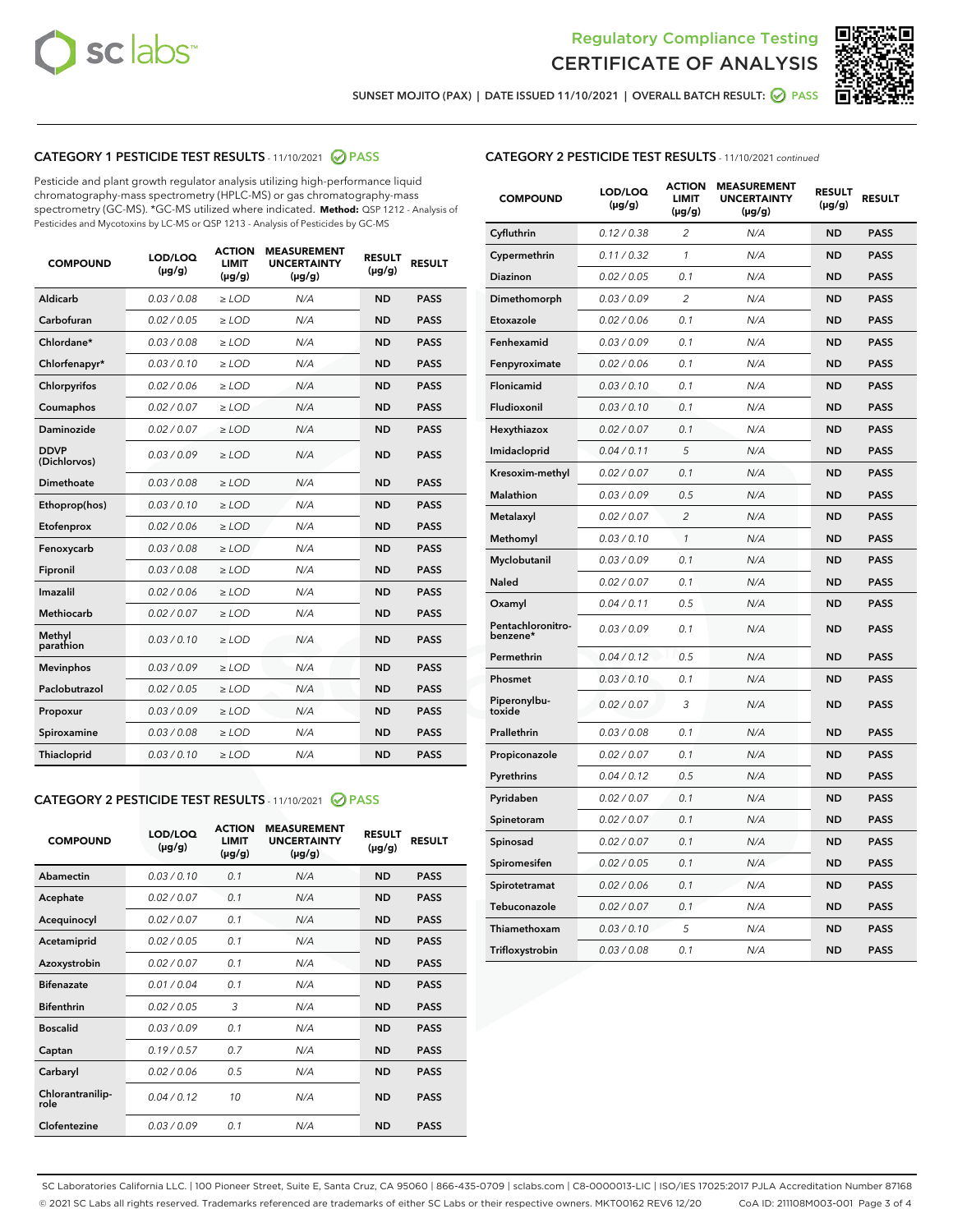SUNSET MOJITO (PAX) | DATE ISSUED 11/10/2021 | OVERALL BATCH RESULT: PASS

## CATEGORY 1 PESTICIDE TEST RESULTS - 11/10/2021 PASS

Pesticide and plant growth regulator analysis utilizing high-performance liquid chromatography-mass spectrometry (HPLC-MS) or gas chromatography-mass spectrometry (GC-MS). *GC-MS utilized where indicated. **Method:** QSP 1212 - Analysis of Pesticides and Mycotoxins by LC-MS or QSP 1213 - Analysis of Pesticides by GC-MS

| COMPOUND | LOD/LOQ (μg/g) | ACTION LIMIT (μg/g) | MEASUREMENT UNCERTAINTY (μg/g) | RESULT (μg/g) | RESULT |
|---|---|---|---|---|---|
| Aldicarb | 0.03 / 0.08 | ≥ LOD | N/A | ND | PASS |
| Carbofuran | 0.02 / 0.05 | ≥ LOD | N/A | ND | PASS |
| Chlordane* | 0.03 / 0.08 | ≥ LOD | N/A | ND | PASS |
| Chlorfenapyr* | 0.03 / 0.10 | ≥ LOD | N/A | ND | PASS |
| Chlorpyrifos | 0.02 / 0.06 | ≥ LOD | N/A | ND | PASS |
| Coumaphos | 0.02 / 0.07 | ≥ LOD | N/A | ND | PASS |
| Daminozide | 0.02 / 0.07 | ≥ LOD | N/A | ND | PASS |
| DDVP (Dichlorvos) | 0.03 / 0.09 | ≥ LOD | N/A | ND | PASS |
| Dimethoate | 0.03 / 0.08 | ≥ LOD | N/A | ND | PASS |
| Ethoprop(hos) | 0.03 / 0.10 | ≥ LOD | N/A | ND | PASS |
| Etofenprox | 0.02 / 0.06 | ≥ LOD | N/A | ND | PASS |
| Fenoxycarb | 0.03 / 0.08 | ≥ LOD | N/A | ND | PASS |
| Fipronil | 0.03 / 0.08 | ≥ LOD | N/A | ND | PASS |
| Imazalil | 0.02 / 0.06 | ≥ LOD | N/A | ND | PASS |
| Methiocarb | 0.02 / 0.07 | ≥ LOD | N/A | ND | PASS |
| Methyl parathion | 0.03 / 0.10 | ≥ LOD | N/A | ND | PASS |
| Mevinphos | 0.03 / 0.09 | ≥ LOD | N/A | ND | PASS |
| Paclobutrazol | 0.02 / 0.05 | ≥ LOD | N/A | ND | PASS |
| Propoxur | 0.03 / 0.09 | ≥ LOD | N/A | ND | PASS |
| Spiroxamine | 0.03 / 0.08 | ≥ LOD | N/A | ND | PASS |
| Thiacloprid | 0.03 / 0.10 | ≥ LOD | N/A | ND | PASS |

## CATEGORY 2 PESTICIDE TEST RESULTS - 11/10/2021 PASS

| COMPOUND | LOD/LOQ (μg/g) | ACTION LIMIT (μg/g) | MEASUREMENT UNCERTAINTY (μg/g) | RESULT (μg/g) | RESULT |
|---|---|---|---|---|---|
| Abamectin | 0.03 / 0.10 | 0.1 | N/A | ND | PASS |
| Acephate | 0.02 / 0.07 | 0.1 | N/A | ND | PASS |
| Acequinocyl | 0.02 / 0.07 | 0.1 | N/A | ND | PASS |
| Acetamiprid | 0.02 / 0.05 | 0.1 | N/A | ND | PASS |
| Azoxystrobin | 0.02 / 0.07 | 0.1 | N/A | ND | PASS |
| Bifenazate | 0.01 / 0.04 | 0.1 | N/A | ND | PASS |
| Bifenthrin | 0.02 / 0.05 | 3 | N/A | ND | PASS |
| Boscalid | 0.03 / 0.09 | 0.1 | N/A | ND | PASS |
| Captan | 0.19 / 0.57 | 0.7 | N/A | ND | PASS |
| Carbaryl | 0.02 / 0.06 | 0.5 | N/A | ND | PASS |
| Chlorantraniliprole | 0.04 / 0.12 | 10 | N/A | ND | PASS |
| Clofentezine | 0.03 / 0.09 | 0.1 | N/A | ND | PASS |
| Cyfluthrin | 0.12 / 0.38 | 2 | N/A | ND | PASS |
| Cypermethrin | 0.11 / 0.32 | 1 | N/A | ND | PASS |
| Diazinon | 0.02 / 0.05 | 0.1 | N/A | ND | PASS |
| Dimethomorph | 0.03 / 0.09 | 2 | N/A | ND | PASS |
| Etoxazole | 0.02 / 0.06 | 0.1 | N/A | ND | PASS |
| Fenhexamid | 0.03 / 0.09 | 0.1 | N/A | ND | PASS |
| Fenpyroximate | 0.02 / 0.06 | 0.1 | N/A | ND | PASS |
| Flonicamid | 0.03 / 0.10 | 0.1 | N/A | ND | PASS |
| Fludioxonil | 0.03 / 0.10 | 0.1 | N/A | ND | PASS |
| Hexythiazox | 0.02 / 0.07 | 0.1 | N/A | ND | PASS |
| Imidacloprid | 0.04 / 0.11 | 5 | N/A | ND | PASS |
| Kresoxim-methyl | 0.02 / 0.07 | 0.1 | N/A | ND | PASS |
| Malathion | 0.03 / 0.09 | 0.5 | N/A | ND | PASS |
| Metalaxyl | 0.02 / 0.07 | 2 | N/A | ND | PASS |
| Methomyl | 0.03 / 0.10 | 1 | N/A | ND | PASS |
| Myclobutanil | 0.03 / 0.09 | 0.1 | N/A | ND | PASS |
| Naled | 0.02 / 0.07 | 0.1 | N/A | ND | PASS |
| Oxamyl | 0.04 / 0.11 | 0.5 | N/A | ND | PASS |
| Pentachloronitrobenzene* | 0.03 / 0.09 | 0.1 | N/A | ND | PASS |
| Permethrin | 0.04 / 0.12 | 0.5 | N/A | ND | PASS |
| Phosmet | 0.03 / 0.10 | 0.1 | N/A | ND | PASS |
| Piperonylbutoxide | 0.02 / 0.07 | 3 | N/A | ND | PASS |
| Prallethrin | 0.03 / 0.08 | 0.1 | N/A | ND | PASS |
| Propiconazole | 0.02 / 0.07 | 0.1 | N/A | ND | PASS |
| Pyrethrins | 0.04 / 0.12 | 0.5 | N/A | ND | PASS |
| Pyridaben | 0.02 / 0.07 | 0.1 | N/A | ND | PASS |
| Spinetoram | 0.02 / 0.07 | 0.1 | N/A | ND | PASS |
| Spinosad | 0.02 / 0.07 | 0.1 | N/A | ND | PASS |
| Spiromesifen | 0.02 / 0.05 | 0.1 | N/A | ND | PASS |
| Spirotetramat | 0.02 / 0.06 | 0.1 | N/A | ND | PASS |
| Tebuconazole | 0.02 / 0.07 | 0.1 | N/A | ND | PASS |
| Thiamethoxam | 0.03 / 0.10 | 5 | N/A | ND | PASS |
| Trifloxystrobin | 0.03 / 0.08 | 0.1 | N/A | ND | PASS |

SC Laboratories California LLC. | 100 Pioneer Street, Suite E, Santa Cruz, CA 95060 | 866-435-0709 | sclabs.com | C8-0000013-LIC | ISO/IES 17025:2017 PJLA Accreditation Number 87168
© 2021 SC Labs all rights reserved. Trademarks referenced are trademarks of either SC Labs or their respective owners. MKT00162 REV6 12/20 CoA ID: 211108M003-001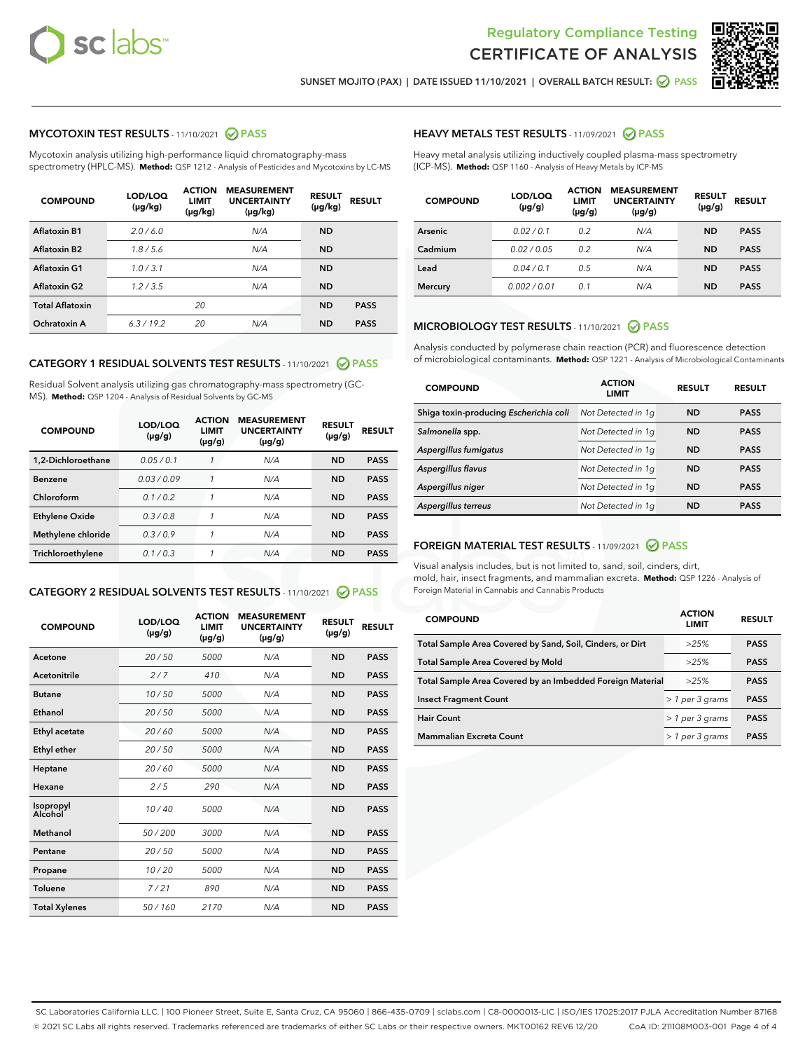Regulatory Compliance Testing
CERTIFICATE OF ANALYSIS

SUNSET MOJITO (PAX) | DATE ISSUED 11/10/2021 | OVERALL BATCH RESULT: PASS

## MYCOTOXIN TEST RESULTS - 11/10/2021 PASS

Mycotoxin analysis utilizing high-performance liquid chromatography-mass spectrometry (HPLC-MS). **Method:** QSP 1212 - Analysis of Pesticides and Mycotoxins by LC-MS

| COMPOUND | LOD/LOQ (µg/kg) | ACTION LIMIT (µg/kg) | MEASUREMENT UNCERTAINTY (µg/kg) | RESULT (µg/kg) | RESULT |
|---|---|---|---|---|---|
| Aflatoxin B1 | 2.0 / 6.0 | | N/A | ND | |
| Aflatoxin B2 | 1.8 / 5.6 | | N/A | ND | |
| Aflatoxin G1 | 1.0 / 3.1 | | N/A | ND | |
| Aflatoxin G2 | 1.2 / 3.5 | | N/A | ND | |
| Total Aflatoxin | | 20 | | ND | PASS |
| Ochratoxin A | 6.3 / 19.2 | 20 | N/A | ND | PASS |

## CATEGORY 1 RESIDUAL SOLVENTS TEST RESULTS - 11/10/2021 PASS

Residual Solvent analysis utilizing gas chromatography-mass spectrometry (GC-MS). **Method:** QSP 1204 - Analysis of Residual Solvents by GC-MS

| COMPOUND | LOD/LOQ (µg/g) | ACTION LIMIT (µg/g) | MEASUREMENT UNCERTAINTY (µg/g) | RESULT (µg/g) | RESULT |
|---|---|---|---|---|---|
| 1,2-Dichloroethane | 0.05 / 0.1 | 1 | N/A | ND | PASS |
| Benzene | 0.03 / 0.09 | 1 | N/A | ND | PASS |
| Chloroform | 0.1 / 0.2 | 1 | N/A | ND | PASS |
| Ethylene Oxide | 0.3 / 0.8 | 1 | N/A | ND | PASS |
| Methylene chloride | 0.3 / 0.9 | 1 | N/A | ND | PASS |
| Trichloroethylene | 0.1 / 0.3 | 1 | N/A | ND | PASS |

## CATEGORY 2 RESIDUAL SOLVENTS TEST RESULTS - 11/10/2021 PASS

| COMPOUND | LOD/LOQ (µg/g) | ACTION LIMIT (µg/g) | MEASUREMENT UNCERTAINTY (µg/g) | RESULT (µg/g) | RESULT |
|---|---|---|---|---|---|
| Acetone | 20 / 50 | 5000 | N/A | ND | PASS |
| Acetonitrile | 2 / 7 | 410 | N/A | ND | PASS |
| Butane | 10 / 50 | 5000 | N/A | ND | PASS |
| Ethanol | 20 / 50 | 5000 | N/A | ND | PASS |
| Ethyl acetate | 20 / 60 | 5000 | N/A | ND | PASS |
| Ethyl ether | 20 / 50 | 5000 | N/A | ND | PASS |
| Heptane | 20 / 60 | 5000 | N/A | ND | PASS |
| Hexane | 2 / 5 | 290 | N/A | ND | PASS |
| Isopropyl Alcohol | 10 / 40 | 5000 | N/A | ND | PASS |
| Methanol | 50 / 200 | 3000 | N/A | ND | PASS |
| Pentane | 20 / 50 | 5000 | N/A | ND | PASS |
| Propane | 10 / 20 | 5000 | N/A | ND | PASS |
| Toluene | 7 / 21 | 890 | N/A | ND | PASS |
| Total Xylenes | 50 / 160 | 2170 | N/A | ND | PASS |

## HEAVY METALS TEST RESULTS - 11/09/2021 PASS

Heavy metal analysis utilizing inductively coupled plasma-mass spectrometry (ICP-MS). **Method:** QSP 1160 - Analysis of Heavy Metals by ICP-MS

| COMPOUND | LOD/LOQ (µg/g) | ACTION LIMIT (µg/g) | MEASUREMENT UNCERTAINTY (µg/g) | RESULT (µg/g) | RESULT |
|---|---|---|---|---|---|
| Arsenic | 0.02 / 0.1 | 0.2 | N/A | ND | PASS |
| Cadmium | 0.02 / 0.05 | 0.2 | N/A | ND | PASS |
| Lead | 0.04 / 0.1 | 0.5 | N/A | ND | PASS |
| Mercury | 0.002 / 0.01 | 0.1 | N/A | ND | PASS |

## MICROBIOLOGY TEST RESULTS - 11/10/2021 PASS

Analysis conducted by polymerase chain reaction (PCR) and fluorescence detection of microbiological contaminants. **Method:** QSP 1221 - Analysis of Microbiological Contaminants

| COMPOUND | ACTION LIMIT | RESULT | RESULT |
|---|---|---|---|
| Shiga toxin-producing *Escherichia coli* | Not Detected in 1g | ND | PASS |
| *Salmonella* spp. | Not Detected in 1g | ND | PASS |
| *Aspergillus fumigatus* | Not Detected in 1g | ND | PASS |
| *Aspergillus flavus* | Not Detected in 1g | ND | PASS |
| *Aspergillus niger* | Not Detected in 1g | ND | PASS |
| *Aspergillus terreus* | Not Detected in 1g | ND | PASS |

## FOREIGN MATERIAL TEST RESULTS - 11/09/2021 PASS

Visual analysis includes, but is not limited to, sand, soil, cinders, dirt, mold, hair, insect fragments, and mammalian excreta. **Method:** QSP 1226 - Analysis of Foreign Material in Cannabis and Cannabis Products

| COMPOUND | ACTION LIMIT | RESULT |
|---|---|---|
| Total Sample Area Covered by Sand, Soil, Cinders, or Dirt | >25% | PASS |
| Total Sample Area Covered by Mold | >25% | PASS |
| Total Sample Area Covered by an Imbedded Foreign Material | >25% | PASS |
| Insect Fragment Count | > 1 per 3 grams | PASS |
| Hair Count | > 1 per 3 grams | PASS |
| Mammalian Excreta Count | > 1 per 3 grams | PASS |

SC Laboratories California LLC. | 100 Pioneer Street, Suite E, Santa Cruz, CA 95060 | 866-435-0709 | sclabs.com | C8-0000013-LIC | ISO/IES 17025:2017 PJLA Accreditation Number 87168
© 2021 SC Labs all rights reserved. Trademarks referenced are trademarks of either SC Labs or their respective owners. MKT00162 REV6 12/20 CoA ID: 211108M003-001